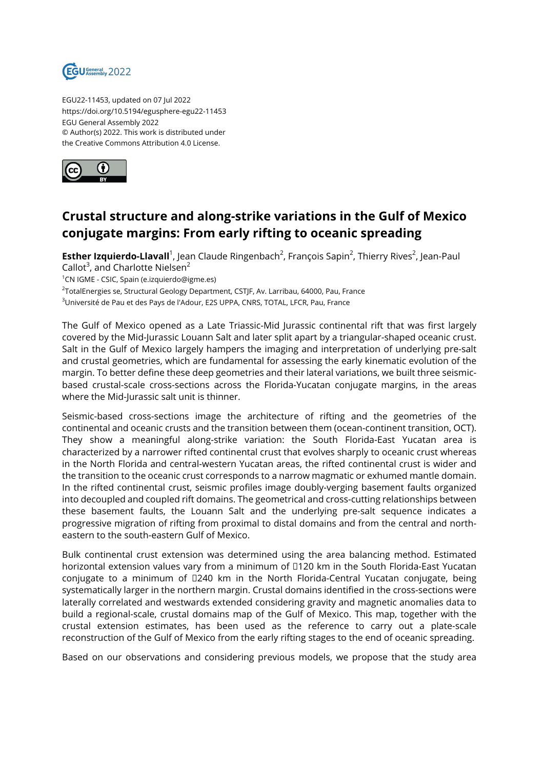EGU22-11453, updated on 07 Jul 2022
https://doi.org/10.5194/egusphere-egu22-11453
EGU General Assembly 2022
© Author(s) 2022. This work is distributed under
the Creative Commons Attribution 4.0 License.

# Crustal structure and along-strike variations in the Gulf of Mexico conjugate margins: From early rifting to oceanic spreading

**Esther Izquierdo-Llavall**[1], Jean Claude Ringenbach[2], François Sapin[2], Thierry Rives[2], Jean-Paul Callot[3], and Charlotte Nielsen[2]

[1]CN IGME - CSIC, Spain (e.izquierdo@igme.es)

[2]TotalEnergies se, Structural Geology Department, CSTJF, Av. Larribau, 64000, Pau, France

[3]Université de Pau et des Pays de l'Adour, E2S UPPA, CNRS, TOTAL, LFCR, Pau, France

The Gulf of Mexico opened as a Late Triassic-Mid Jurassic continental rift that was first largely covered by the Mid-Jurassic Louann Salt and later split apart by a triangular-shaped oceanic crust. Salt in the Gulf of Mexico largely hampers the imaging and interpretation of underlying pre-salt and crustal geometries, which are fundamental for assessing the early kinematic evolution of the margin. To better define these deep geometries and their lateral variations, we built three seismic-based crustal-scale cross-sections across the Florida-Yucatan conjugate margins, in the areas where the Mid-Jurassic salt unit is thinner.

Seismic-based cross-sections image the architecture of rifting and the geometries of the continental and oceanic crusts and the transition between them (ocean-continent transition, OCT). They show a meaningful along-strike variation: the South Florida-East Yucatan area is characterized by a narrower rifted continental crust that evolves sharply to oceanic crust whereas in the North Florida and central-western Yucatan areas, the rifted continental crust is wider and the transition to the oceanic crust corresponds to a narrow magmatic or exhumed mantle domain. In the rifted continental crust, seismic profiles image doubly-verging basement faults organized into decoupled and coupled rift domains. The geometrical and cross-cutting relationships between these basement faults, the Louann Salt and the underlying pre-salt sequence indicates a progressive migration of rifting from proximal to distal domains and from the central and north-eastern to the south-eastern Gulf of Mexico.

Bulk continental crust extension was determined using the area balancing method. Estimated horizontal extension values vary from a minimum of ~120 km in the South Florida-East Yucatan conjugate to a minimum of ~240 km in the North Florida-Central Yucatan conjugate, being systematically larger in the northern margin. Crustal domains identified in the cross-sections were laterally correlated and westwards extended considering gravity and magnetic anomalies data to build a regional-scale, crustal domains map of the Gulf of Mexico. This map, together with the crustal extension estimates, has been used as the reference to carry out a plate-scale reconstruction of the Gulf of Mexico from the early rifting stages to the end of oceanic spreading.

Based on our observations and considering previous models, we propose that the study area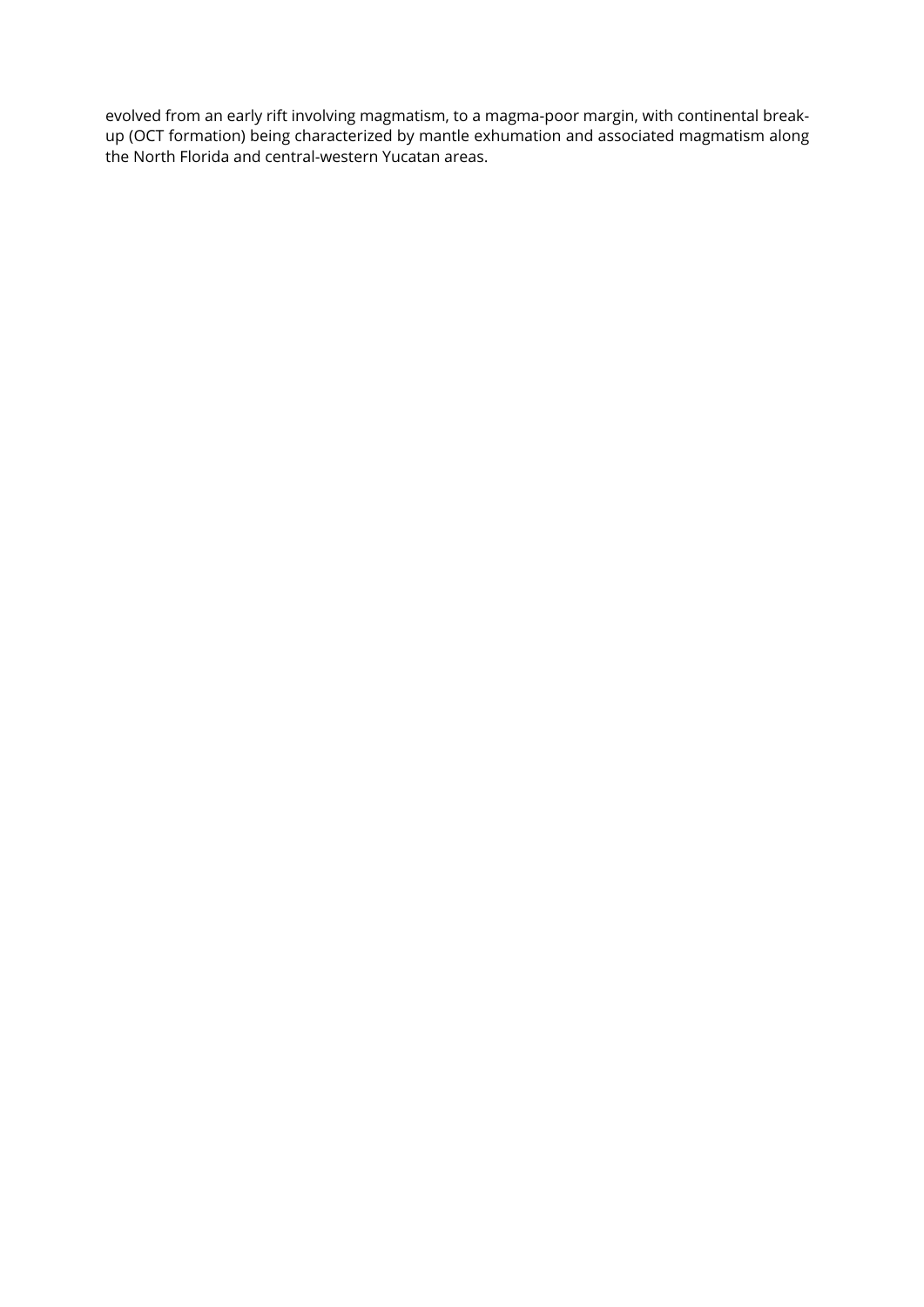evolved from an early rift involving magmatism, to a magma-poor margin, with continental break-up (OCT formation) being characterized by mantle exhumation and associated magmatism along the North Florida and central-western Yucatan areas.